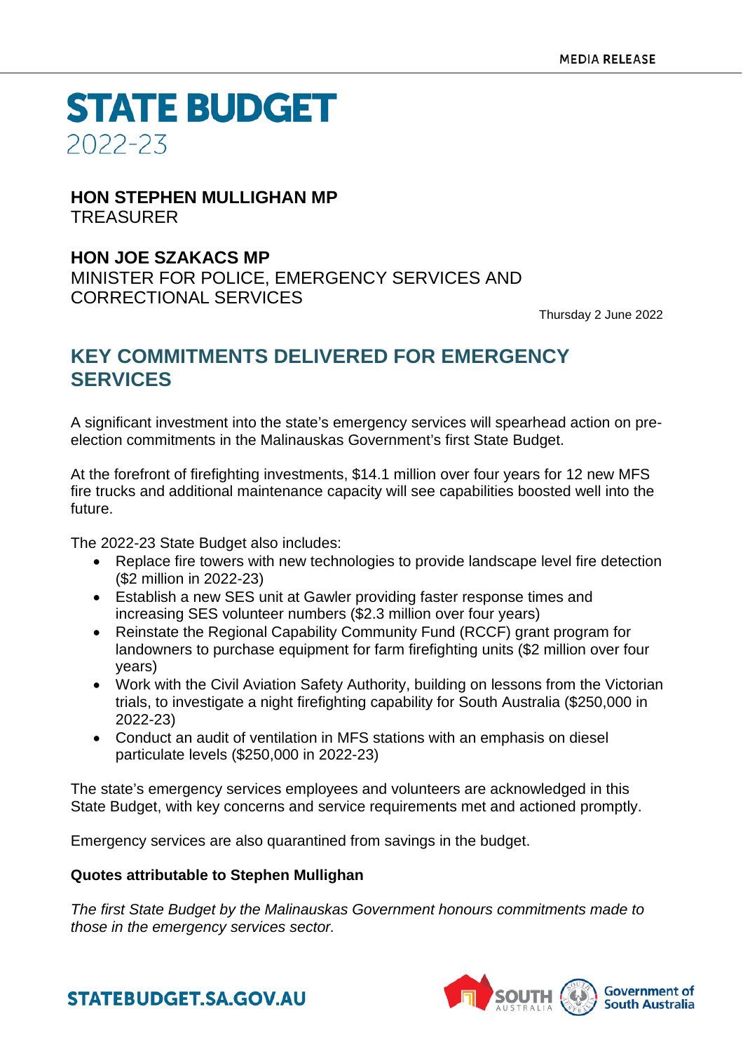MEDIA RELEASE

# STATE BUDGET
2022-23

**HON STEPHEN MULLIGHAN MP**
TREASURER

**HON JOE SZAKACS MP**
MINISTER FOR POLICE, EMERGENCY SERVICES AND CORRECTIONAL SERVICES

Thursday 2 June 2022

## KEY COMMITMENTS DELIVERED FOR EMERGENCY SERVICES

A significant investment into the state's emergency services will spearhead action on pre-election commitments in the Malinauskas Government's first State Budget.

At the forefront of firefighting investments, $14.1 million over four years for 12 new MFS fire trucks and additional maintenance capacity will see capabilities boosted well into the future.

The 2022-23 State Budget also includes:

- Replace fire towers with new technologies to provide landscape level fire detection ($2 million in 2022-23)
- Establish a new SES unit at Gawler providing faster response times and increasing SES volunteer numbers ($2.3 million over four years)
- Reinstate the Regional Capability Community Fund (RCCF) grant program for landowners to purchase equipment for farm firefighting units ($2 million over four years)
- Work with the Civil Aviation Safety Authority, building on lessons from the Victorian trials, to investigate a night firefighting capability for South Australia ($250,000 in 2022-23)
- Conduct an audit of ventilation in MFS stations with an emphasis on diesel particulate levels ($250,000 in 2022-23)

The state's emergency services employees and volunteers are acknowledged in this State Budget, with key concerns and service requirements met and actioned promptly.

Emergency services are also quarantined from savings in the budget.

**Quotes attributable to Stephen Mullighan**

*The first State Budget by the Malinauskas Government honours commitments made to those in the emergency services sector.*

STATEBUDGET.SA.GOV.AU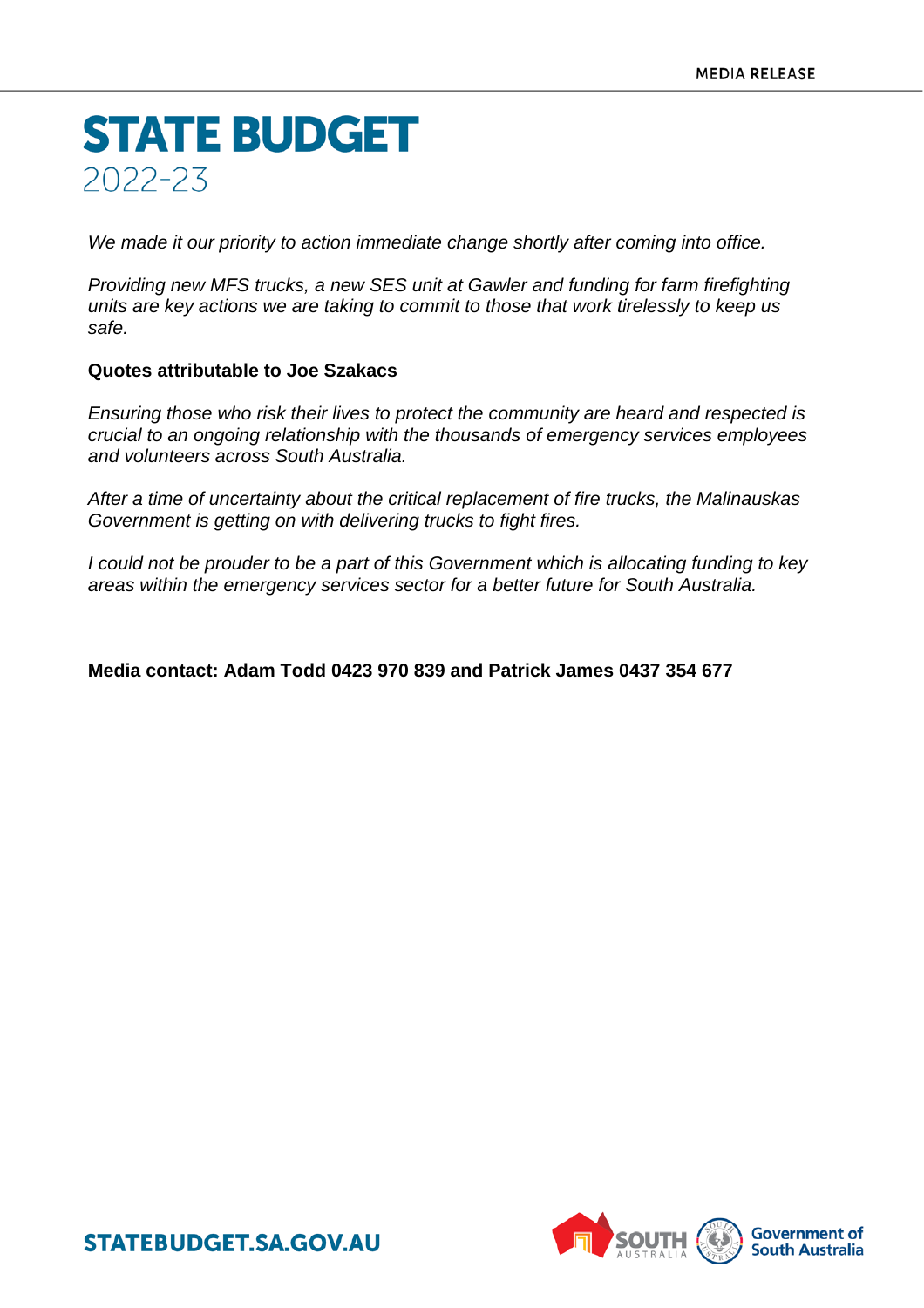*We made it our priority to action immediate change shortly after coming into office.*

*Providing new MFS trucks, a new SES unit at Gawler and funding for farm firefighting units are key actions we are taking to commit to those that work tirelessly to keep us safe.*

**Quotes attributable to Joe Szakacs**

*Ensuring those who risk their lives to protect the community are heard and respected is crucial to an ongoing relationship with the thousands of emergency services employees and volunteers across South Australia.*

*After a time of uncertainty about the critical replacement of fire trucks, the Malinauskas Government is getting on with delivering trucks to fight fires.*

*I could not be prouder to be a part of this Government which is allocating funding to key areas within the emergency services sector for a better future for South Australia.*

**Media contact: Adam Todd 0423 970 839 and Patrick James 0437 354 677**